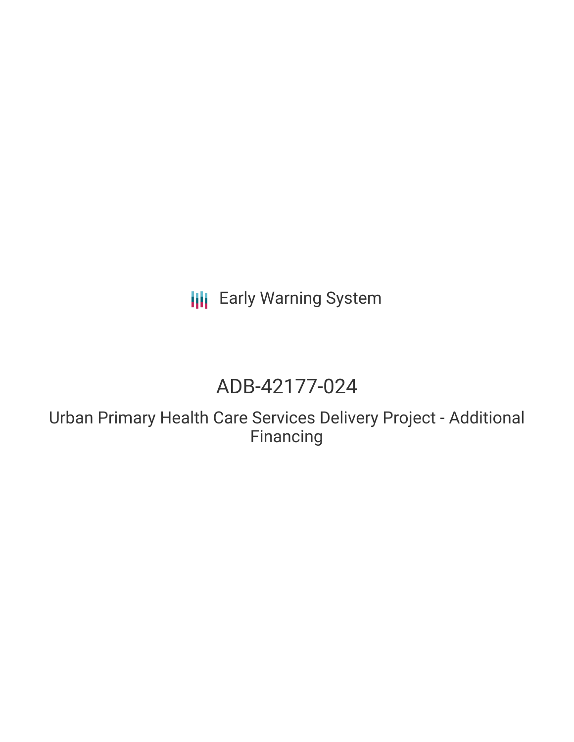Early Warning System

# ADB-42177-024

## Urban Primary Health Care Services Delivery Project - Additional Financing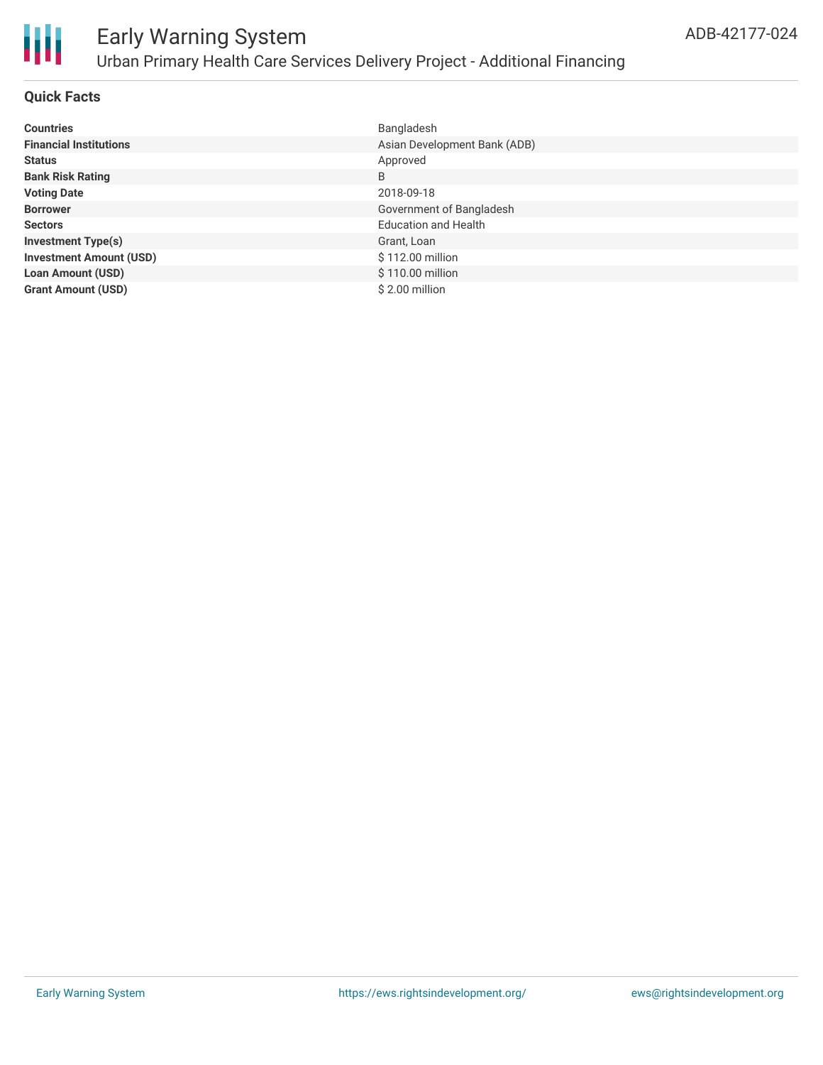# Early Warning System

## Urban Primary Health Care Services Delivery Project - Additional Financing

ADB-42177-024

### Quick Facts

| | |
|---|---|
| **Countries** | Bangladesh |
| **Financial Institutions** | Asian Development Bank (ADB) |
| **Status** | Approved |
| **Bank Risk Rating** | B |
| **Voting Date** | 2018-09-18 |
| **Borrower** | Government of Bangladesh |
| **Sectors** | Education and Health |
| **Investment Type(s)** | Grant, Loan |
| **Investment Amount (USD)** | $ 112.00 million |
| **Loan Amount (USD)** | $ 110.00 million |
| **Grant Amount (USD)** | $ 2.00 million |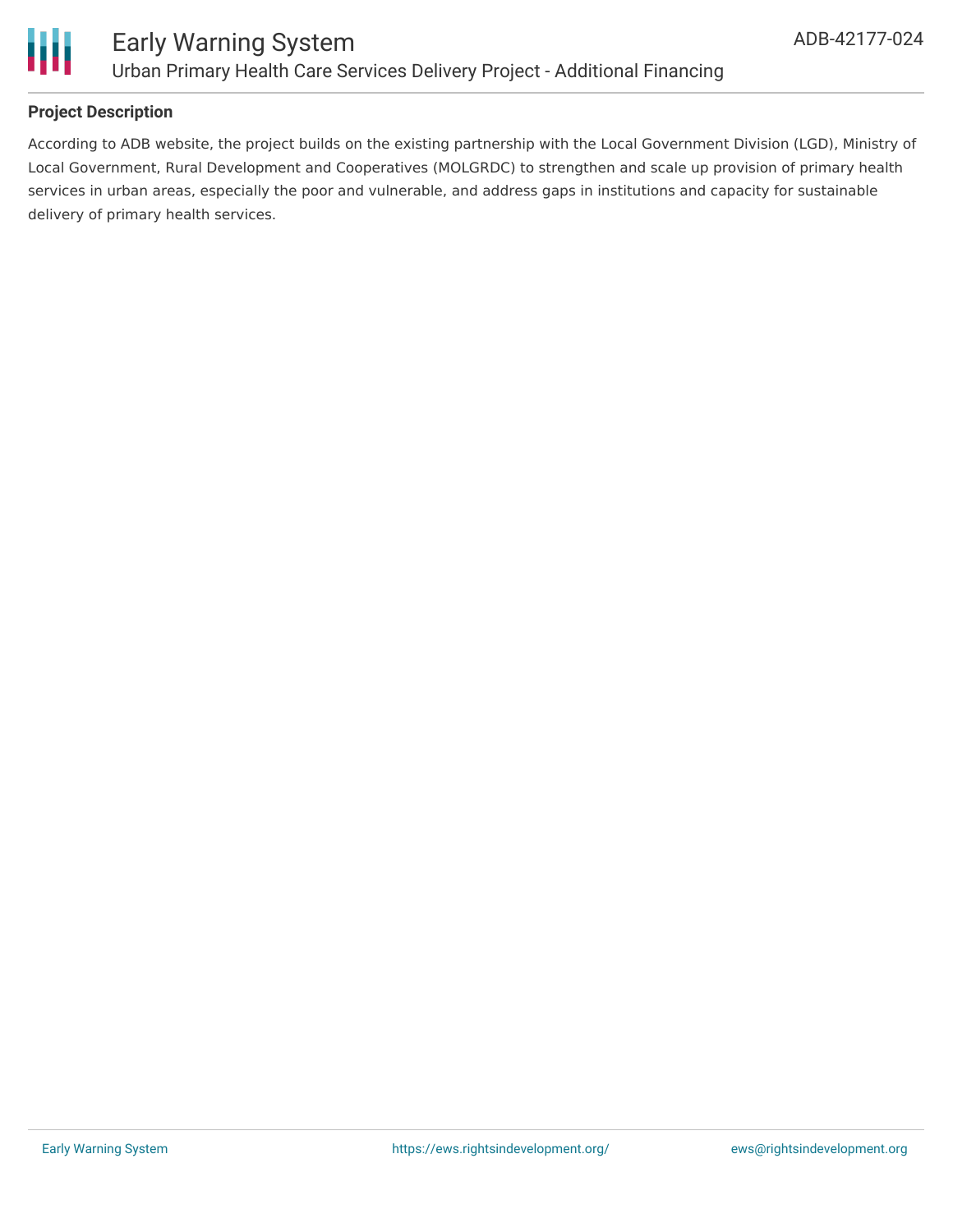**Project Description**

According to ADB website, the project builds on the existing partnership with the Local Government Division (LGD), Ministry of Local Government, Rural Development and Cooperatives (MOLGRDC) to strengthen and scale up provision of primary health services in urban areas, especially the poor and vulnerable, and address gaps in institutions and capacity for sustainable delivery of primary health services.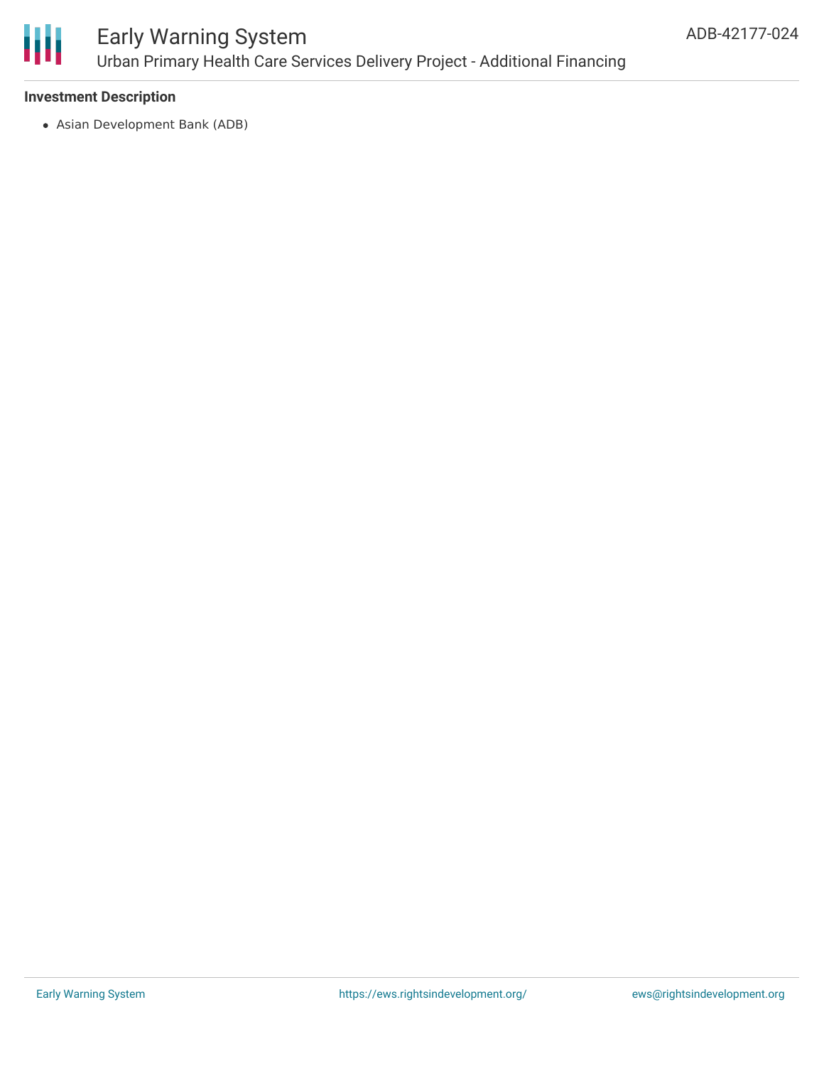### Investment Description

- Asian Development Bank (ADB)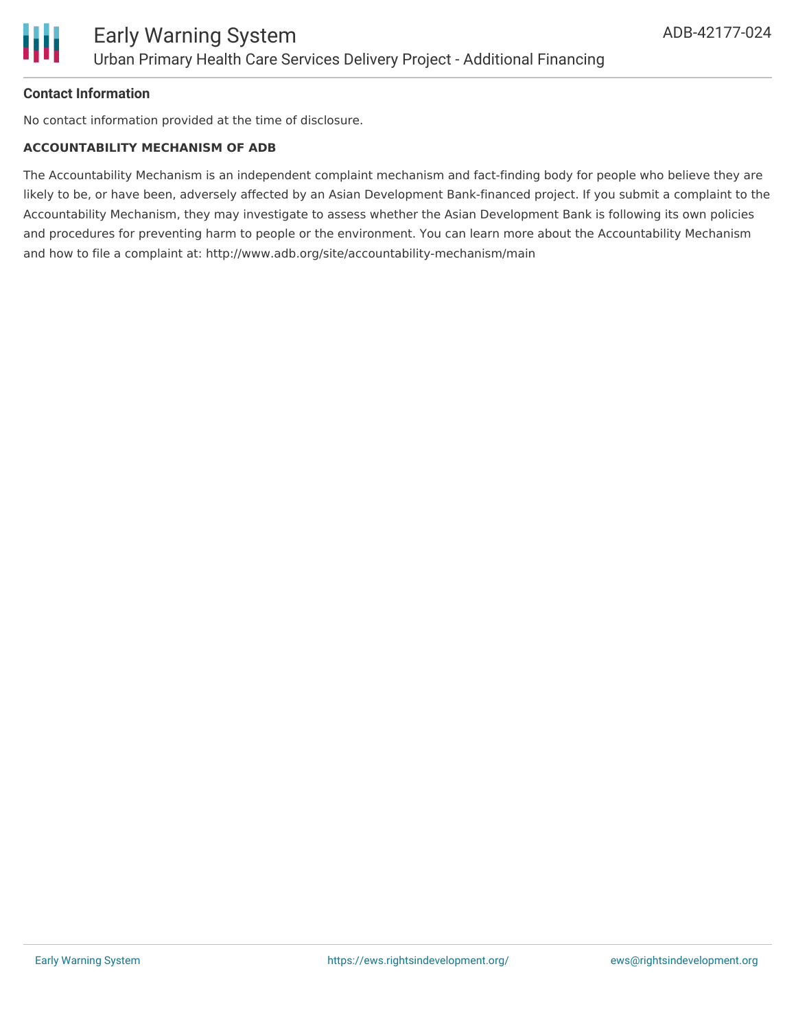**Contact Information**

No contact information provided at the time of disclosure.

**ACCOUNTABILITY MECHANISM OF ADB**

The Accountability Mechanism is an independent complaint mechanism and fact-finding body for people who believe they are likely to be, or have been, adversely affected by an Asian Development Bank-financed project. If you submit a complaint to the Accountability Mechanism, they may investigate to assess whether the Asian Development Bank is following its own policies and procedures for preventing harm to people or the environment. You can learn more about the Accountability Mechanism and how to file a complaint at: http://www.adb.org/site/accountability-mechanism/main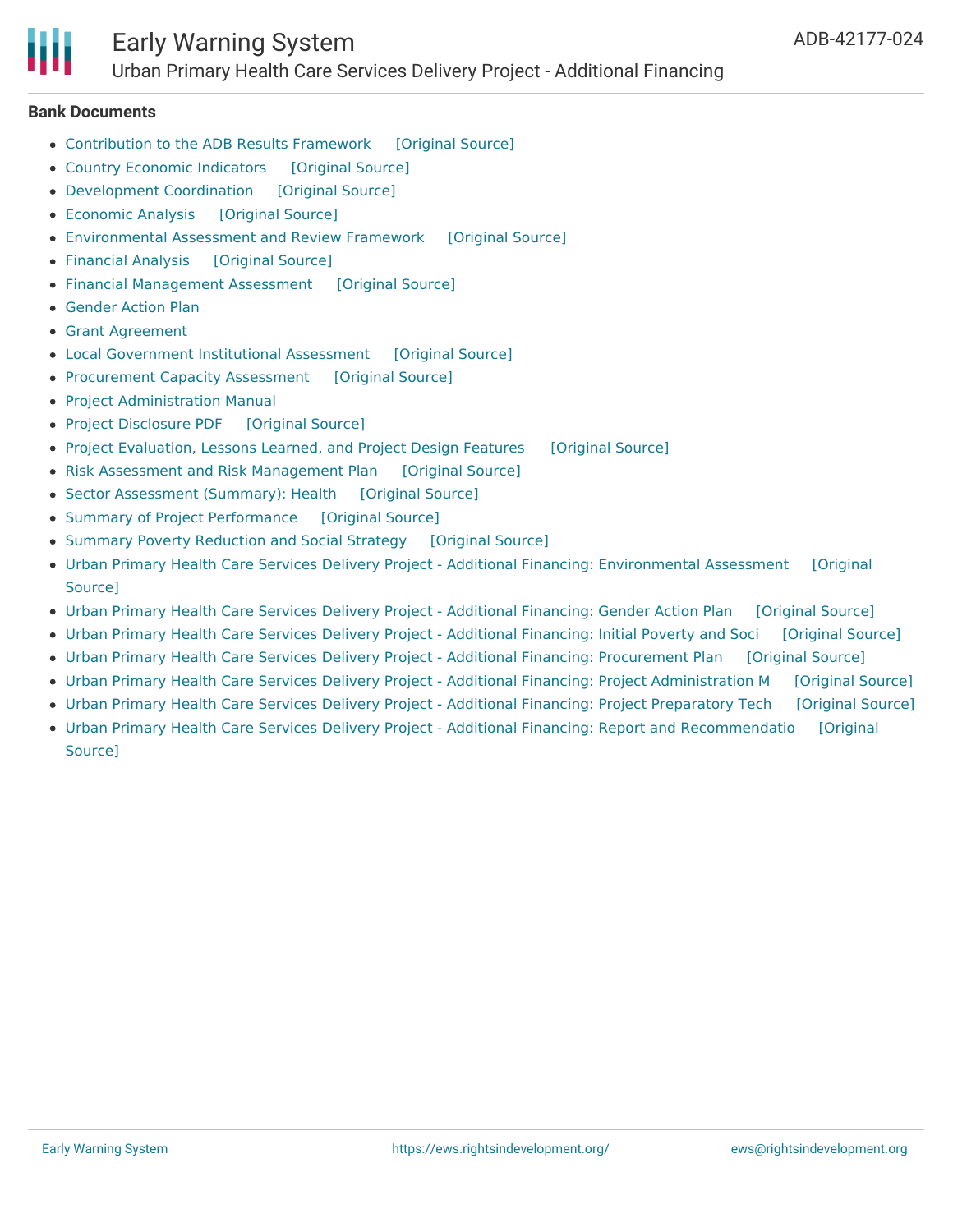**Bank Documents**

- Contribution to the ADB Results Framework [Original Source]
- Country Economic Indicators [Original Source]
- Development Coordination [Original Source]
- Economic Analysis [Original Source]
- Environmental Assessment and Review Framework [Original Source]
- Financial Analysis [Original Source]
- Financial Management Assessment [Original Source]
- Gender Action Plan
- Grant Agreement
- Local Government Institutional Assessment [Original Source]
- Procurement Capacity Assessment [Original Source]
- Project Administration Manual
- Project Disclosure PDF [Original Source]
- Project Evaluation, Lessons Learned, and Project Design Features [Original Source]
- Risk Assessment and Risk Management Plan [Original Source]
- Sector Assessment (Summary): Health [Original Source]
- Summary of Project Performance [Original Source]
- Summary Poverty Reduction and Social Strategy [Original Source]
- Urban Primary Health Care Services Delivery Project - Additional Financing: Environmental Assessment [Original Source]
- Urban Primary Health Care Services Delivery Project - Additional Financing: Gender Action Plan [Original Source]
- Urban Primary Health Care Services Delivery Project - Additional Financing: Initial Poverty and Soci [Original Source]
- Urban Primary Health Care Services Delivery Project - Additional Financing: Procurement Plan [Original Source]
- Urban Primary Health Care Services Delivery Project - Additional Financing: Project Administration M [Original Source]
- Urban Primary Health Care Services Delivery Project - Additional Financing: Project Preparatory Tech [Original Source]
- Urban Primary Health Care Services Delivery Project - Additional Financing: Report and Recommendatio [Original Source]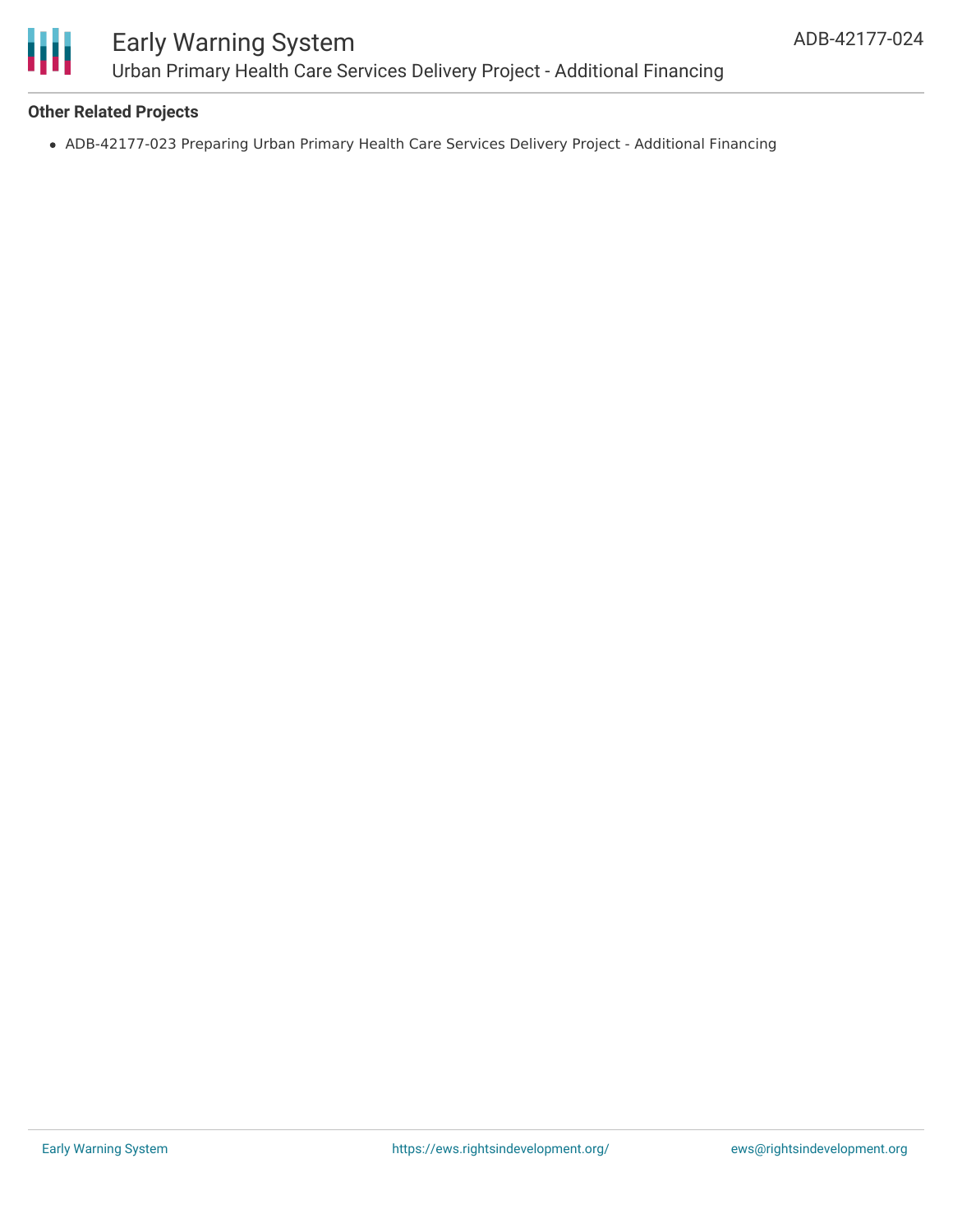**Other Related Projects**

- ADB-42177-023 Preparing Urban Primary Health Care Services Delivery Project - Additional Financing